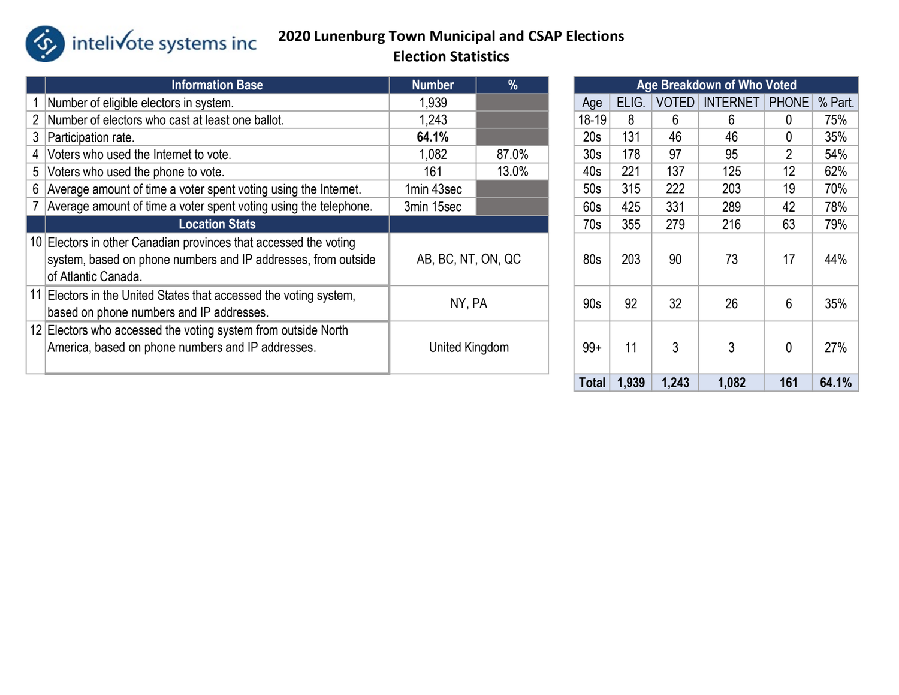intelivote systems inc

# 2020 Lunenburg Town Municipal and CSAP Elections
## Election Statistics

| | Information Base | Number | % |
|---|---|---|---|
| 1 | Number of eligible electors in system. | 1,939 | |
| 2 | Number of electors who cast at least one ballot. | 1,243 | |
| 3 | Participation rate. | **64.1%** | |
| 4 | Voters who used the Internet to vote. | 1,082 | 87.0% |
| 5 | Voters who used the phone to vote. | 161 | 13.0% |
| 6 | Average amount of time a voter spent voting using the Internet. | 1min 43sec | |
| 7 | Average amount of time a voter spent voting using the telephone. | 3min 15sec | |
| | **Location Stats** | | |
| 10 | Electors in other Canadian provinces that accessed the voting system, based on phone numbers and IP addresses, from outside of Atlantic Canada. | AB, BC, NT, ON, QC | |
| 11 | Electors in the United States that accessed the voting system, based on phone numbers and IP addresses. | NY, PA | |
| 12 | Electors who accessed the voting system from outside North America, based on phone numbers and IP addresses. | United Kingdom | |

| Age Breakdown of Who Voted | | | | | |
|---|---|---|---|---|---|
| Age | ELIG. | VOTED | INTERNET | PHONE | % Part. |
| 18-19 | 8 | 6 | 6 | 0 | 75% |
| 20s | 131 | 46 | 46 | 0 | 35% |
| 30s | 178 | 97 | 95 | 2 | 54% |
| 40s | 221 | 137 | 125 | 12 | 62% |
| 50s | 315 | 222 | 203 | 19 | 70% |
| 60s | 425 | 331 | 289 | 42 | 78% |
| 70s | 355 | 279 | 216 | 63 | 79% |
| 80s | 203 | 90 | 73 | 17 | 44% |
| 90s | 92 | 32 | 26 | 6 | 35% |
| 99+ | 11 | 3 | 3 | 0 | 27% |
| **Total** | **1,939** | **1,243** | **1,082** | **161** | **64.1%** |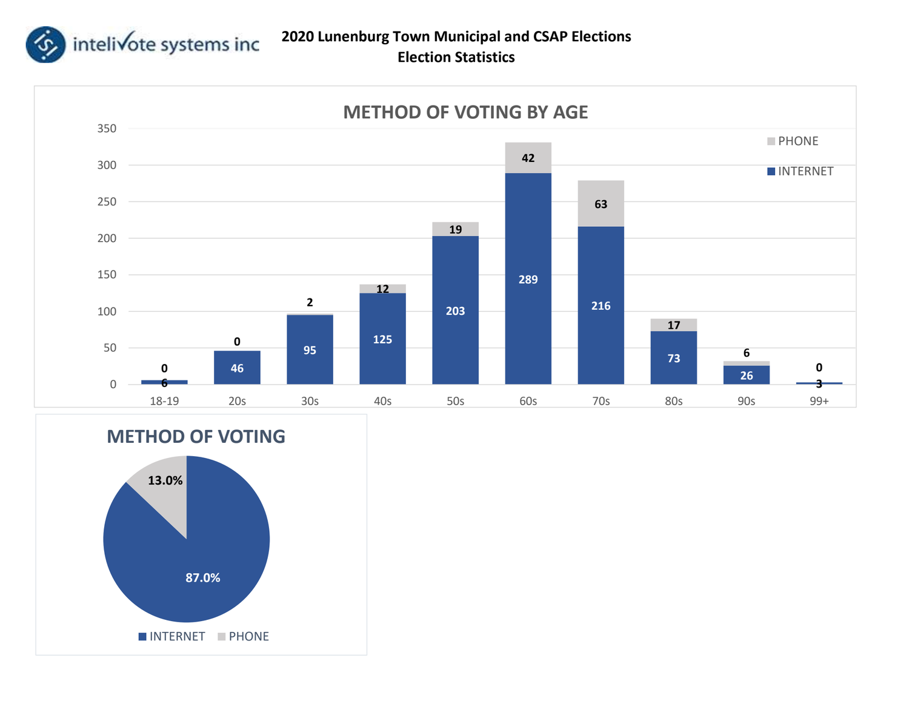intelivote systems inc

# 2020 Lunenburg Town Municipal and CSAP Elections
## Election Statistics

### METHOD OF VOTING BY AGE

| Age | INTERNET | PHONE |
| --- | --- | --- |
| 18-19 | 6 | 0 |
| 20s | 46 | 0 |
| 30s | 95 | 2 |
| 40s | 125 | 12 |
| 50s | 203 | 19 |
| 60s | 289 | 42 |
| 70s | 216 | 63 |
| 80s | 73 | 17 |
| 90s | 26 | 6 |
| 99+ | 3 | 0 |

### METHOD OF VOTING

| Method | Percentage |
| --- | --- |
| INTERNET | 87.0% |
| PHONE | 13.0% |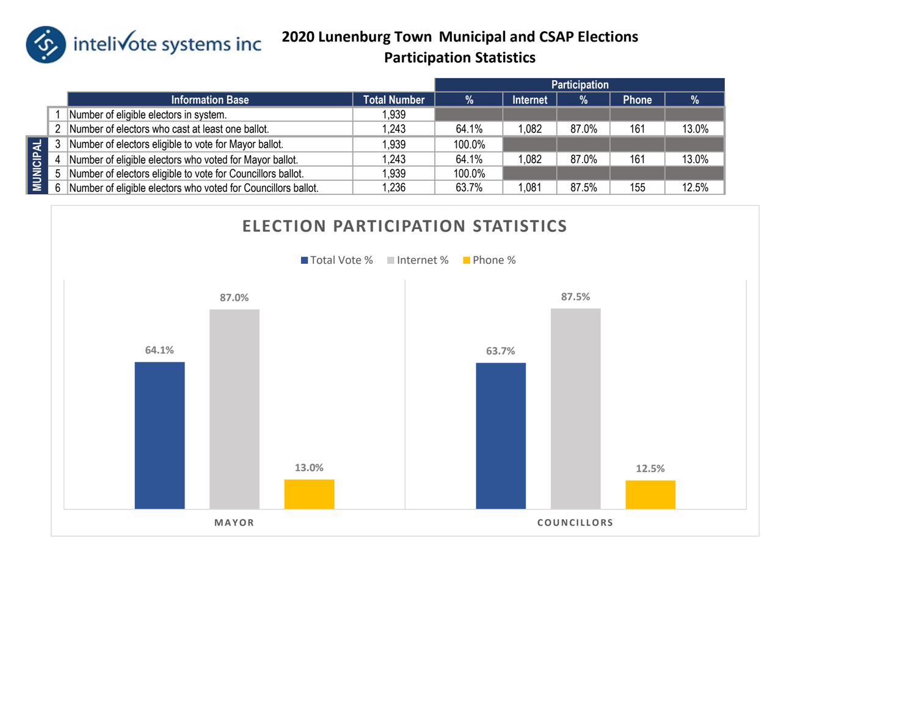intelivote systems inc

# 2020 Lunenburg Town Municipal and CSAP Elections
## Participation Statistics

| | | Information Base | Total Number | Participation | | | | |
|---|---|---|---|---|---|---|---|---|
| | | | | % | Internet | % | Phone | % |
| | 1 | Number of eligible electors in system. | 1,939 | | | | | |
| | 2 | Number of electors who cast at least one ballot. | 1,243 | 64.1% | 1,082 | 87.0% | 161 | 13.0% |
| MUNICIPAL | 3 | Number of electors eligible to vote for Mayor ballot. | 1,939 | 100.0% | | | | |
| MUNICIPAL | 4 | Number of eligible electors who voted for Mayor ballot. | 1,243 | 64.1% | 1,082 | 87.0% | 161 | 13.0% |
| MUNICIPAL | 5 | Number of electors eligible to vote for Councillors ballot. | 1,939 | 100.0% | | | | |
| MUNICIPAL | 6 | Number of eligible electors who voted for Councillors ballot. | 1,236 | 63.7% | 1,081 | 87.5% | 155 | 12.5% |

**ELECTION PARTICIPATION STATISTICS**

| | Total Vote % | Internet % | Phone % |
|---|---|---|---|
| MAYOR | 64.1% | 87.0% | 13.0% |
| COUNCILLORS | 63.7% | 87.5% | 12.5% |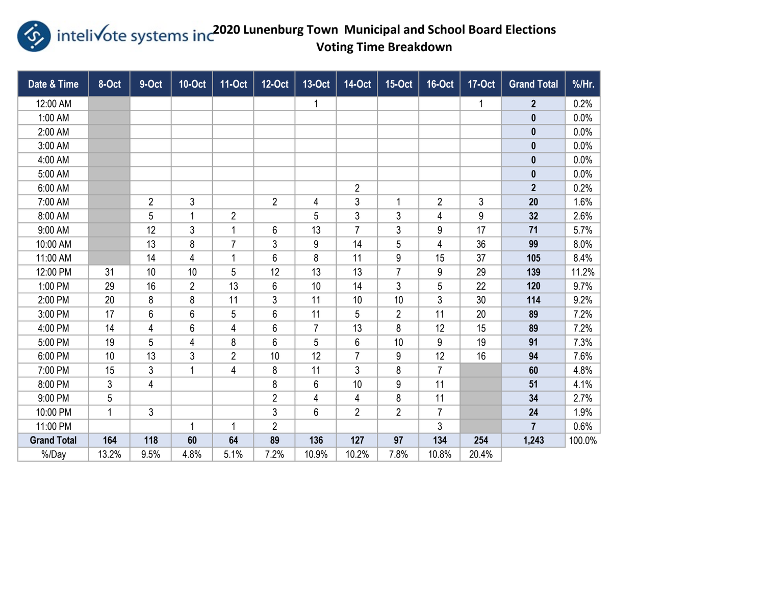# 2020 Lunenburg Town Municipal and School Board Elections

## Voting Time Breakdown

intelivote systems inc

| Date & Time | 8-Oct | 9-Oct | 10-Oct | 11-Oct | 12-Oct | 13-Oct | 14-Oct | 15-Oct | 16-Oct | 17-Oct | Grand Total | %/Hr. |
|---|---|---|---|---|---|---|---|---|---|---|---|---|
| 12:00 AM | | | | | | 1 | | | | 1 | **2** | 0.2% |
| 1:00 AM | | | | | | | | | | | **0** | 0.0% |
| 2:00 AM | | | | | | | | | | | **0** | 0.0% |
| 3:00 AM | | | | | | | | | | | **0** | 0.0% |
| 4:00 AM | | | | | | | | | | | **0** | 0.0% |
| 5:00 AM | | | | | | | | | | | **0** | 0.0% |
| 6:00 AM | | | | | | | 2 | | | | **2** | 0.2% |
| 7:00 AM | | 2 | 3 | | 2 | 4 | 3 | 1 | 2 | 3 | **20** | 1.6% |
| 8:00 AM | | 5 | 1 | 2 | | 5 | 3 | 3 | 4 | 9 | **32** | 2.6% |
| 9:00 AM | | 12 | 3 | 1 | 6 | 13 | 7 | 3 | 9 | 17 | **71** | 5.7% |
| 10:00 AM | | 13 | 8 | 7 | 3 | 9 | 14 | 5 | 4 | 36 | **99** | 8.0% |
| 11:00 AM | | 14 | 4 | 1 | 6 | 8 | 11 | 9 | 15 | 37 | **105** | 8.4% |
| 12:00 PM | 31 | 10 | 10 | 5 | 12 | 13 | 13 | 7 | 9 | 29 | **139** | 11.2% |
| 1:00 PM | 29 | 16 | 2 | 13 | 6 | 10 | 14 | 3 | 5 | 22 | **120** | 9.7% |
| 2:00 PM | 20 | 8 | 8 | 11 | 3 | 11 | 10 | 10 | 3 | 30 | **114** | 9.2% |
| 3:00 PM | 17 | 6 | 6 | 5 | 6 | 11 | 5 | 2 | 11 | 20 | **89** | 7.2% |
| 4:00 PM | 14 | 4 | 6 | 4 | 6 | 7 | 13 | 8 | 12 | 15 | **89** | 7.2% |
| 5:00 PM | 19 | 5 | 4 | 8 | 6 | 5 | 6 | 10 | 9 | 19 | **91** | 7.3% |
| 6:00 PM | 10 | 13 | 3 | 2 | 10 | 12 | 7 | 9 | 12 | 16 | **94** | 7.6% |
| 7:00 PM | 15 | 3 | 1 | 4 | 8 | 11 | 3 | 8 | 7 | | **60** | 4.8% |
| 8:00 PM | 3 | 4 | | | 8 | 6 | 10 | 9 | 11 | | **51** | 4.1% |
| 9:00 PM | 5 | | | | 2 | 4 | 4 | 8 | 11 | | **34** | 2.7% |
| 10:00 PM | 1 | 3 | | | 3 | 6 | 2 | 2 | 7 | | **24** | 1.9% |
| 11:00 PM | | | 1 | 1 | 2 | | | | 3 | | **7** | 0.6% |
| **Grand Total** | **164** | **118** | **60** | **64** | **89** | **136** | **127** | **97** | **134** | **254** | **1,243** | 100.0% |
| %/Day | 13.2% | 9.5% | 4.8% | 5.1% | 7.2% | 10.9% | 10.2% | 7.8% | 10.8% | 20.4% | | |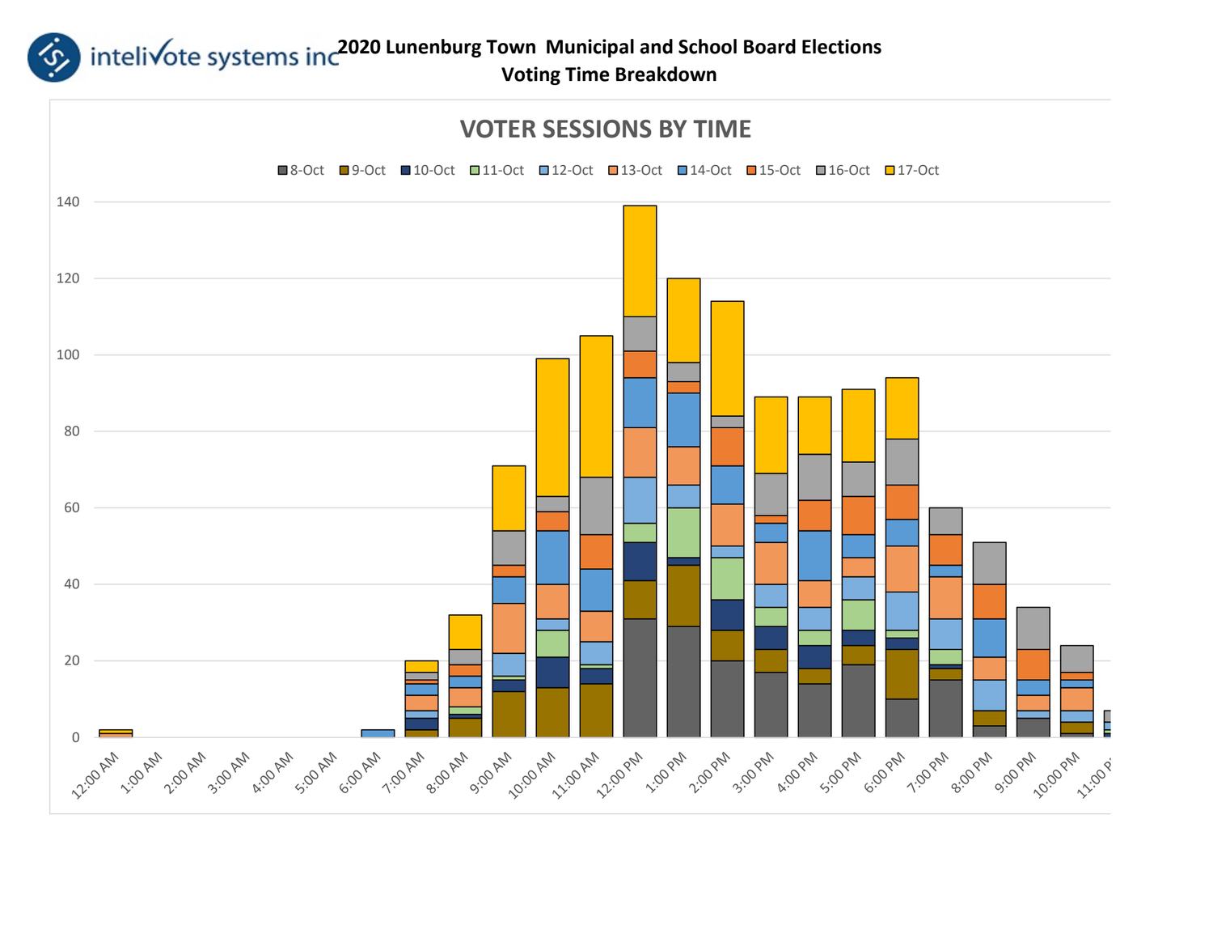intelivote systems inc

# 2020 Lunenburg Town Municipal and School Board Elections
## Voting Time Breakdown

### VOTER SESSIONS BY TIME

8-Oct, 9-Oct, 10-Oct, 11-Oct, 12-Oct, 13-Oct, 14-Oct, 15-Oct, 16-Oct, 17-Oct

140
120
100
80
60
40
20
0

12:00 AM, 1:00 AM, 2:00 AM, 3:00 AM, 4:00 AM, 5:00 AM, 6:00 AM, 7:00 AM, 8:00 AM, 9:00 AM, 10:00 AM, 11:00 AM, 12:00 PM, 1:00 PM, 2:00 PM, 3:00 PM, 4:00 PM, 5:00 PM, 6:00 PM, 7:00 PM, 8:00 PM, 9:00 PM, 10:00 PM, 11:00 PM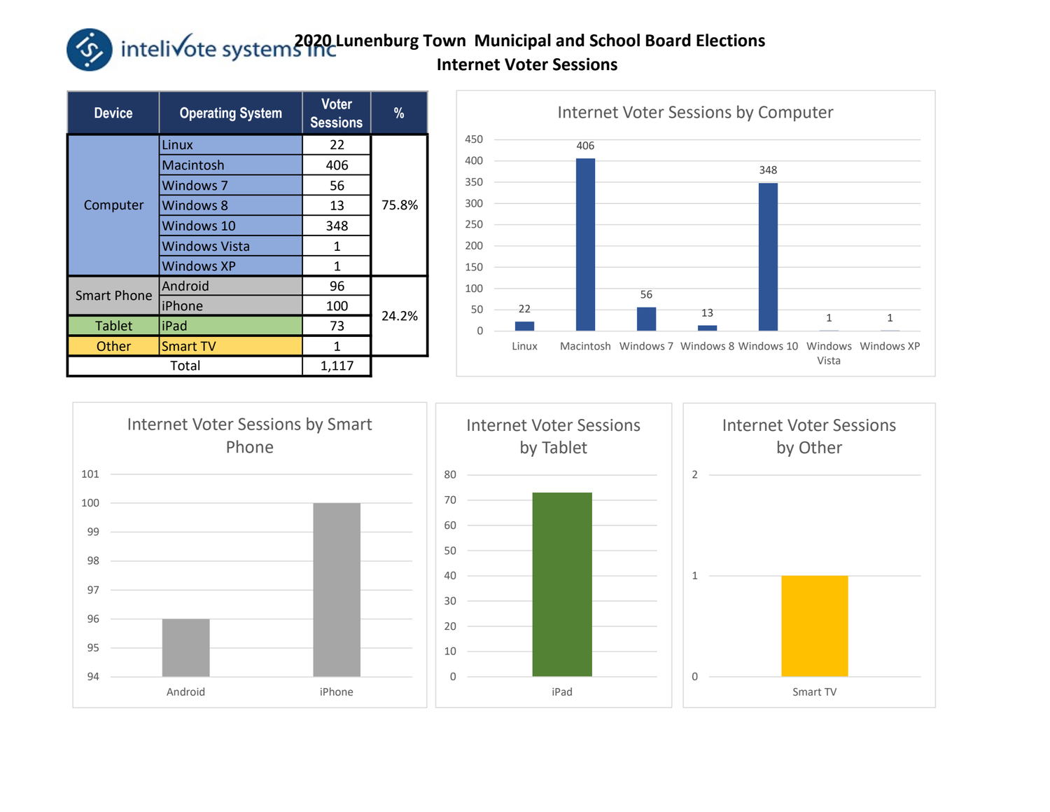intelivote systems inc

# 2020 Lunenburg Town Municipal and School Board Elections
## Internet Voter Sessions

| Device | Operating System | Voter Sessions | % |
|---|---|---|---|
| Computer | Linux | 22 | 75.8% |
| | Macintosh | 406 | |
| | Windows 7 | 56 | |
| | Windows 8 | 13 | |
| | Windows 10 | 348 | |
| | Windows Vista | 1 | |
| | Windows XP | 1 | |
| Smart Phone | Android | 96 | 24.2% |
| | iPhone | 100 | |
| Tablet | iPad | 73 | |
| Other | Smart TV | 1 | |
| Total | | 1,117 | |

### Internet Voter Sessions by Computer

| Operating System | Voter Sessions |
|---|---|
| Linux | 22 |
| Macintosh | 406 |
| Windows 7 | 56 |
| Windows 8 | 13 |
| Windows 10 | 348 |
| Windows Vista | 1 |
| Windows XP | 1 |

### Internet Voter Sessions by Smart Phone

| Operating System | Voter Sessions |
|---|---|
| Android | 96 |
| iPhone | 100 |

### Internet Voter Sessions by Tablet

| Operating System | Voter Sessions |
|---|---|
| iPad | 73 |

### Internet Voter Sessions by Other

| Operating System | Voter Sessions |
|---|---|
| Smart TV | 1 |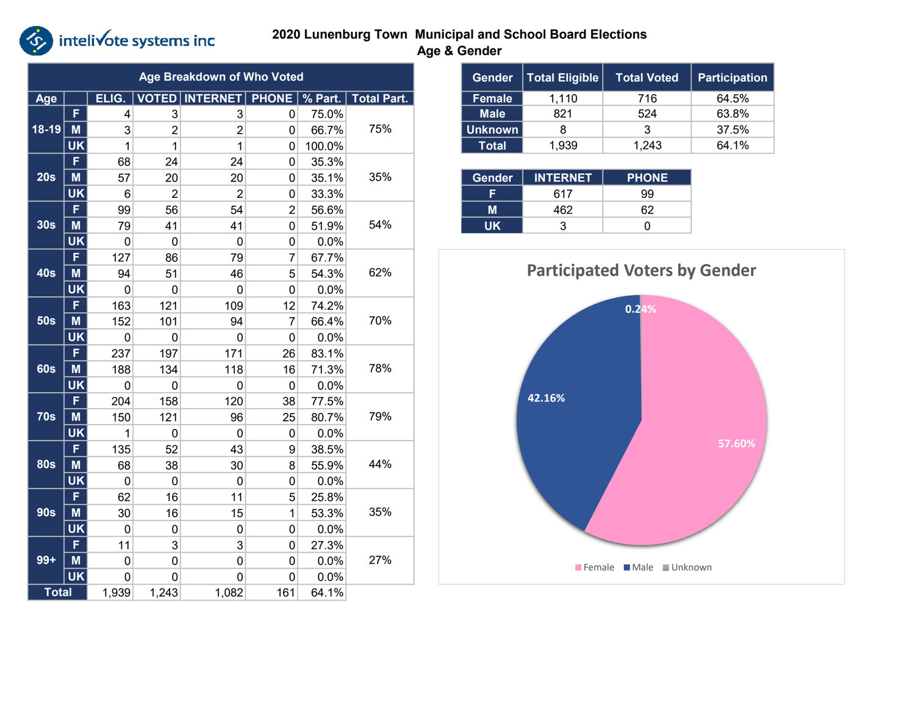intelivote systems inc

# 2020 Lunenburg Town Municipal and School Board Elections
## Age & Gender

| Age Breakdown of Who Voted | | | | | | | |
|---|---|---|---|---|---|---|---|
| Age | | ELIG. | VOTED | INTERNET | PHONE | % Part. | Total Part. |
| 18-19 | F | 4 | 3 | 3 | 0 | 75.0% | 75% |
| | M | 3 | 2 | 2 | 0 | 66.7% | |
| | UK | 1 | 1 | 1 | 0 | 100.0% | |
| 20s | F | 68 | 24 | 24 | 0 | 35.3% | 35% |
| | M | 57 | 20 | 20 | 0 | 35.1% | |
| | UK | 6 | 2 | 2 | 0 | 33.3% | |
| 30s | F | 99 | 56 | 54 | 2 | 56.6% | 54% |
| | M | 79 | 41 | 41 | 0 | 51.9% | |
| | UK | 0 | 0 | 0 | 0 | 0.0% | |
| 40s | F | 127 | 86 | 79 | 7 | 67.7% | 62% |
| | M | 94 | 51 | 46 | 5 | 54.3% | |
| | UK | 0 | 0 | 0 | 0 | 0.0% | |
| 50s | F | 163 | 121 | 109 | 12 | 74.2% | 70% |
| | M | 152 | 101 | 94 | 7 | 66.4% | |
| | UK | 0 | 0 | 0 | 0 | 0.0% | |
| 60s | F | 237 | 197 | 171 | 26 | 83.1% | 78% |
| | M | 188 | 134 | 118 | 16 | 71.3% | |
| | UK | 0 | 0 | 0 | 0 | 0.0% | |
| 70s | F | 204 | 158 | 120 | 38 | 77.5% | 79% |
| | M | 150 | 121 | 96 | 25 | 80.7% | |
| | UK | 1 | 0 | 0 | 0 | 0.0% | |
| 80s | F | 135 | 52 | 43 | 9 | 38.5% | 44% |
| | M | 68 | 38 | 30 | 8 | 55.9% | |
| | UK | 0 | 0 | 0 | 0 | 0.0% | |
| 90s | F | 62 | 16 | 11 | 5 | 25.8% | 35% |
| | M | 30 | 16 | 15 | 1 | 53.3% | |
| | UK | 0 | 0 | 0 | 0 | 0.0% | |
| 99+ | F | 11 | 3 | 3 | 0 | 27.3% | 27% |
| | M | 0 | 0 | 0 | 0 | 0.0% | |
| | UK | 0 | 0 | 0 | 0 | 0.0% | |
| Total | | 1,939 | 1,243 | 1,082 | 161 | 64.1% | |

| Gender | Total Eligible | Total Voted | Participation |
|---|---|---|---|
| Female | 1,110 | 716 | 64.5% |
| Male | 821 | 524 | 63.8% |
| Unknown | 8 | 3 | 37.5% |
| Total | 1,939 | 1,243 | 64.1% |

| Gender | INTERNET | PHONE |
|---|---|---|
| F | 617 | 99 |
| M | 462 | 62 |
| UK | 3 | 0 |

### Participated Voters by Gender

Female: 57.60%
Male: 42.16%
Unknown: 0.24%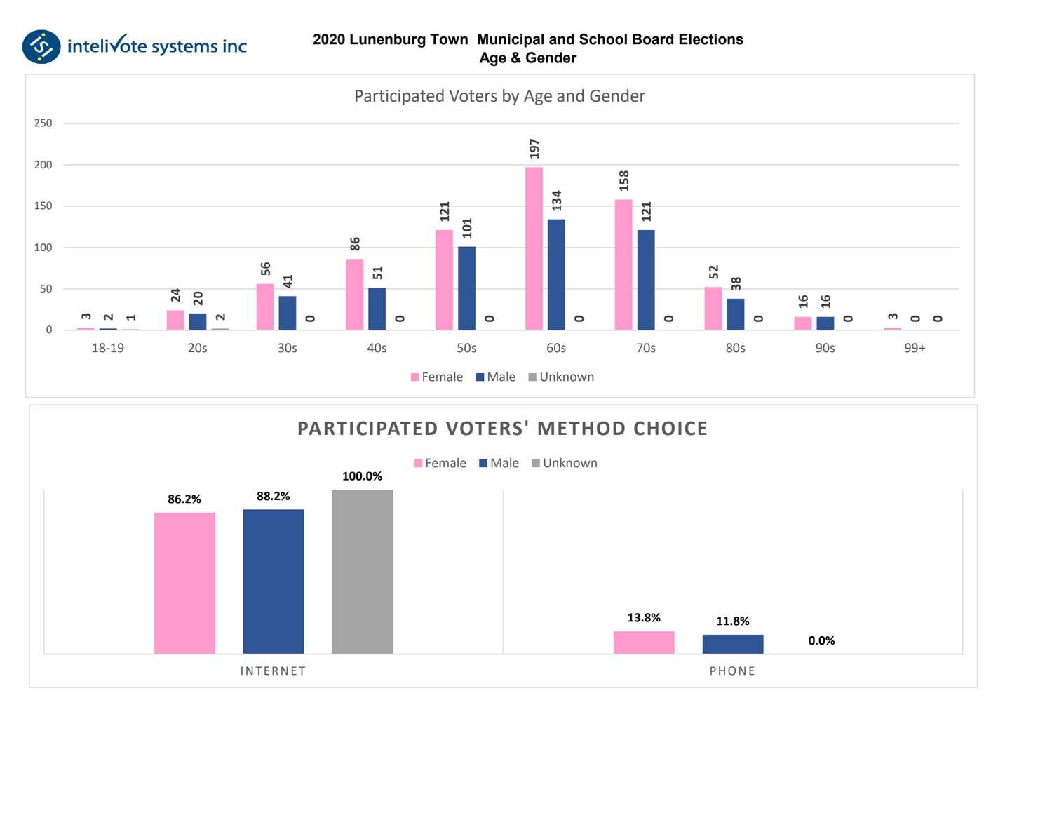intelivote systems inc

# 2020 Lunenburg Town Municipal and School Board Elections
## Age & Gender

Participated Voters by Age and Gender

250
200
150
100
50
0

3 2 1
24 20 2
56 41 0
86 51 0
121 101 0
197 134 0
158 121 0
52 38 0
16 16 0
3 0 0

18-19 20s 30s 40s 50s 60s 70s 80s 90s 99+

Female Male Unknown

PARTICIPATED VOTERS' METHOD CHOICE

Female Male Unknown

86.2% 88.2% 100.0%

INTERNET

13.8% 11.8% 0.0%

PHONE